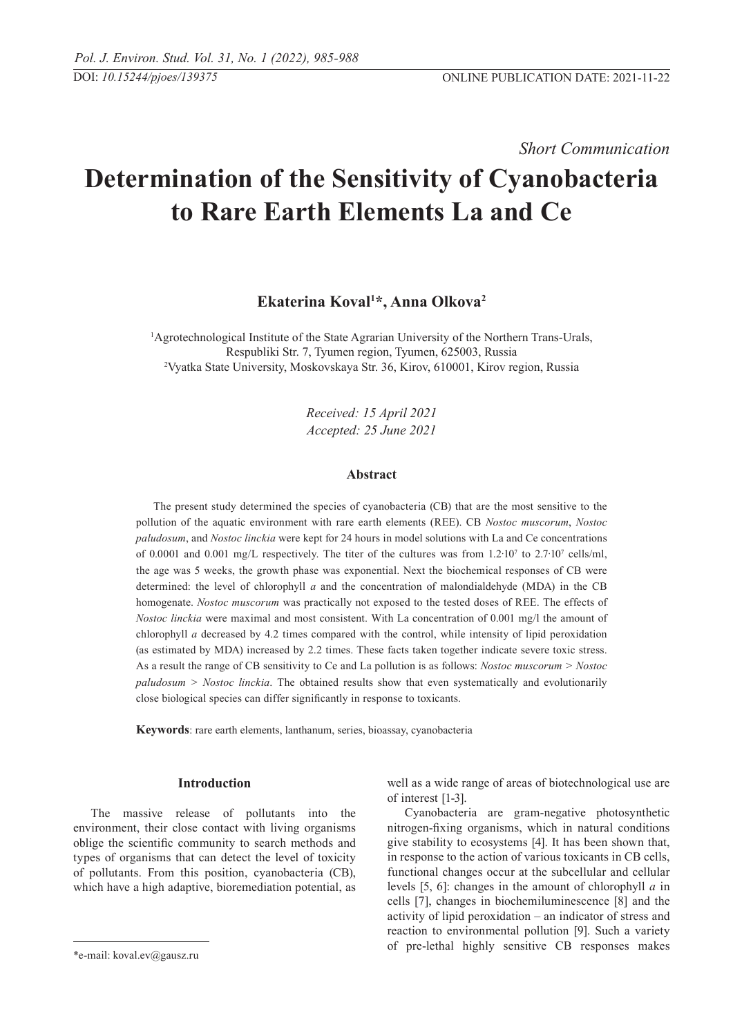DOI: *10.15244/pjoes/139375* ONLINE PUBLICATION DATE: 2021-11-22

*Short Communication*

# Determination of the Sensitivity of Cyanobacteria to Rare Earth Elements La and Ce

**Ekaterina Koval[1]\*, Anna Olkova[2]**

[1]Agrotechnological Institute of the State Agrarian University of the Northern Trans-Urals, Respubliki Str. 7, Tyumen region, Tyumen, 625003, Russia
[2]Vyatka State University, Moskovskaya Str. 36, Kirov, 610001, Kirov region, Russia

*Received: 15 April 2021*
*Accepted: 25 June 2021*

### Abstract

The present study determined the species of cyanobacteria (CB) that are the most sensitive to the pollution of the aquatic environment with rare earth elements (REE). CB *Nostoc muscorum*, *Nostoc paludosum*, and *Nostoc linckia* were kept for 24 hours in model solutions with La and Ce concentrations of 0.0001 and 0.001 mg/L respectively. The titer of the cultures was from $1.2 \cdot 10^7$ to $2.7 \cdot 10^7$ cells/ml, the age was 5 weeks, the growth phase was exponential. Next the biochemical responses of CB were determined: the level of chlorophyll *a* and the concentration of malondialdehyde (MDA) in the CB homogenate. *Nostoc muscorum* was practically not exposed to the tested doses of REE. The effects of *Nostoc linckia* were maximal and most consistent. With La concentration of 0.001 mg/l the amount of chlorophyll *a* decreased by 4.2 times compared with the control, while intensity of lipid peroxidation (as estimated by MDA) increased by 2.2 times. These facts taken together indicate severe toxic stress. As a result the range of CB sensitivity to Ce and La pollution is as follows: *Nostoc muscorum* > *Nostoc paludosum* > *Nostoc linckia*. The obtained results show that even systematically and evolutionarily close biological species can differ significantly in response to toxicants.

**Keywords**: rare earth elements, lanthanum, series, bioassay, cyanobacteria

## Introduction

The massive release of pollutants into the environment, their close contact with living organisms oblige the scientific community to search methods and types of organisms that can detect the level of toxicity of pollutants. From this position, cyanobacteria (CB), which have a high adaptive, bioremediation potential, as well as a wide range of areas of biotechnological use are of interest [1-3].

Cyanobacteria are gram-negative photosynthetic nitrogen-fixing organisms, which in natural conditions give stability to ecosystems [4]. It has been shown that, in response to the action of various toxicants in CB cells, functional changes occur at the subcellular and cellular levels [5, 6]: changes in the amount of chlorophyll *a* in cells [7], changes in biochemiluminescence [8] and the activity of lipid peroxidation – an indicator of stress and reaction to environmental pollution [9]. Such a variety of pre-lethal highly sensitive CB responses makes

\*e-mail: koval.ev@gausz.ru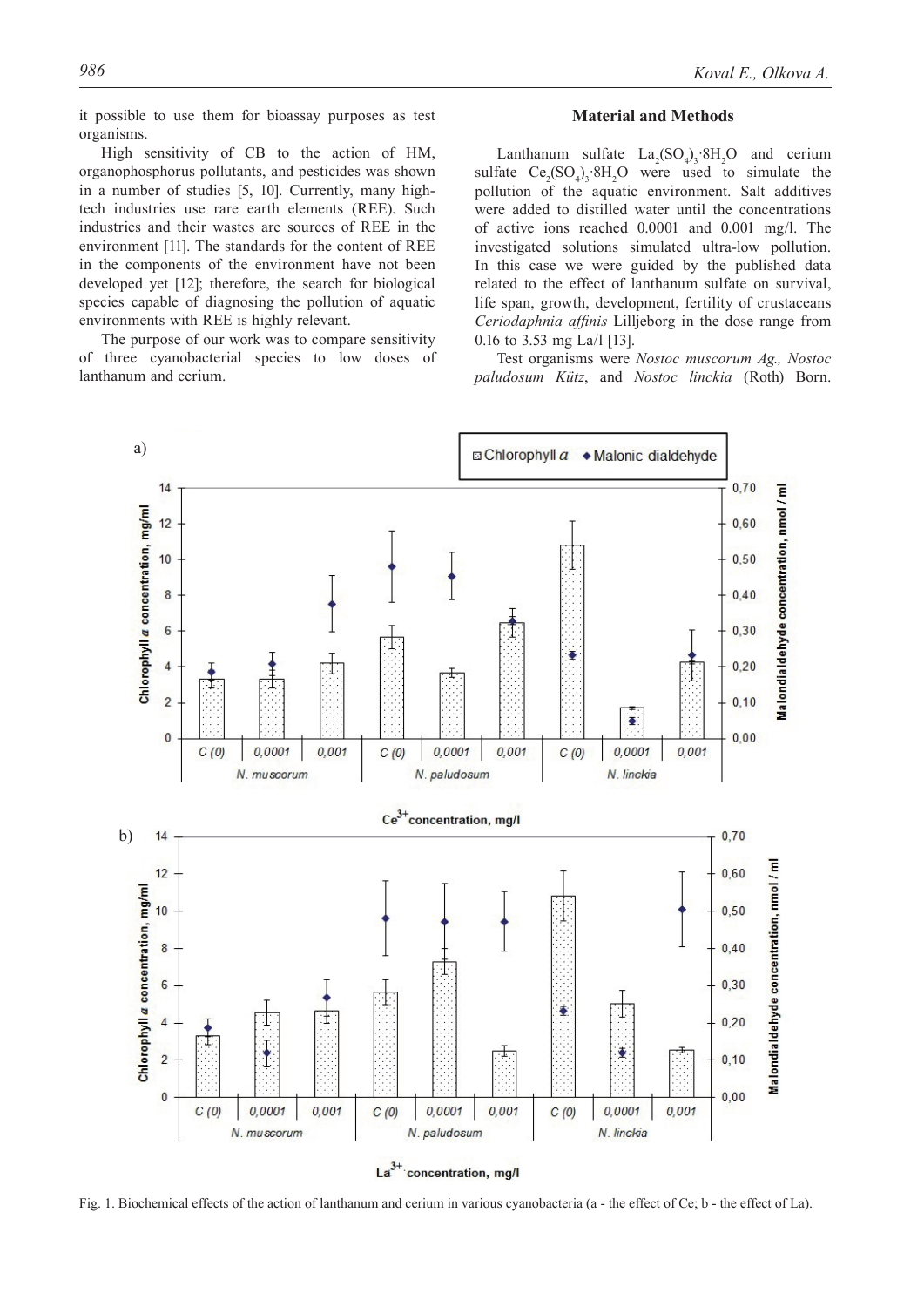it possible to use them for bioassay purposes as test organisms.

High sensitivity of CB to the action of HM, organophosphorus pollutants, and pesticides was shown in a number of studies [5, 10]. Currently, many high-tech industries use rare earth elements (REE). Such industries and their wastes are sources of REE in the environment [11]. The standards for the content of REE in the components of the environment have not been developed yet [12]; therefore, the search for biological species capable of diagnosing the pollution of aquatic environments with REE is highly relevant.

The purpose of our work was to compare sensitivity of three cyanobacterial species to low doses of lanthanum and cerium.

## Material and Methods

Lanthanum sulfate $La_2(SO_4)_3 \cdot 8H_2O$ and cerium sulfate $Ce_2(SO_4)_3 \cdot 8H_2O$ were used to simulate the pollution of the aquatic environment. Salt additives were added to distilled water until the concentrations of active ions reached 0.0001 and 0.001 mg/l. The investigated solutions simulated ultra-low pollution. In this case we were guided by the published data related to the effect of lanthanum sulfate on survival, life span, growth, development, fertility of crustaceans *Ceriodaphnia affinis* Lilljeborg in the dose range from 0.16 to 3.53 mg La/l [13].

Test organisms were *Nostoc muscorum Ag., Nostoc paludosum Kütz*, and *Nostoc linckia* (Roth) Born.

Fig. 1. Biochemical effects of the action of lanthanum and cerium in various cyanobacteria (a - the effect of Ce; b - the effect of La).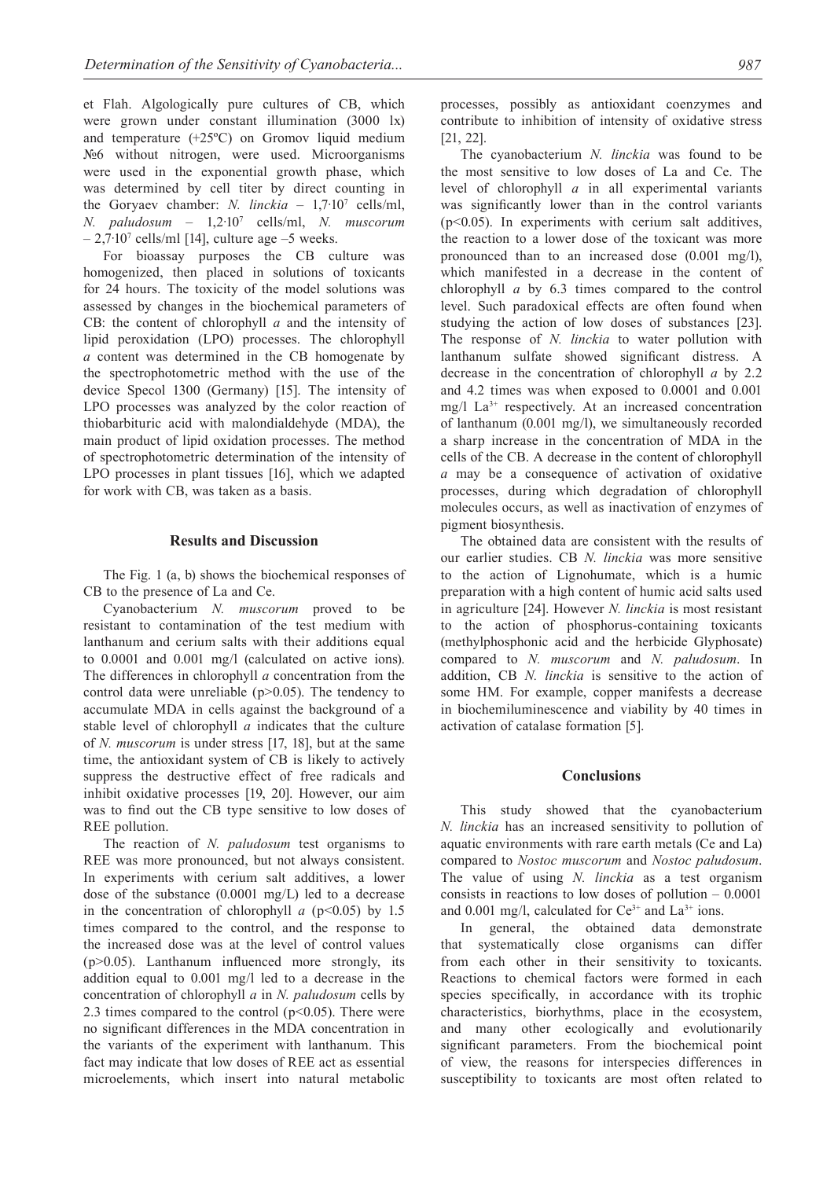et Flah. Algologically pure cultures of CB, which were grown under constant illumination (3000 lx) and temperature (+25ºC) on Gromov liquid medium №6 without nitrogen, were used. Microorganisms were used in the exponential growth phase, which was determined by cell titer by direct counting in the Goryaev chamber: *N. linckia* – $1{,}7{\cdot}10^7$ cells/ml, *N. paludosum* – $1{,}2{\cdot}10^7$ cells/ml, *N. muscorum* – $2{,}7{\cdot}10^7$ cells/ml [14], culture age –5 weeks.

For bioassay purposes the CB culture was homogenized, then placed in solutions of toxicants for 24 hours. The toxicity of the model solutions was assessed by changes in the biochemical parameters of CB: the content of chlorophyll *a* and the intensity of lipid peroxidation (LPO) processes. The chlorophyll *a* content was determined in the CB homogenate by the spectrophotometric method with the use of the device Specol 1300 (Germany) [15]. The intensity of LPO processes was analyzed by the color reaction of thiobarbituric acid with malondialdehyde (MDA), the main product of lipid oxidation processes. The method of spectrophotometric determination of the intensity of LPO processes in plant tissues [16], which we adapted for work with CB, was taken as a basis.

## Results and Discussion

The Fig. 1 (a, b) shows the biochemical responses of CB to the presence of La and Ce.

Cyanobacterium *N. muscorum* proved to be resistant to contamination of the test medium with lanthanum and cerium salts with their additions equal to 0.0001 and 0.001 mg/l (calculated on active ions). The differences in chlorophyll *a* concentration from the control data were unreliable ($p>0.05$). The tendency to accumulate MDA in cells against the background of a stable level of chlorophyll *a* indicates that the culture of *N. muscorum* is under stress [17, 18], but at the same time, the antioxidant system of CB is likely to actively suppress the destructive effect of free radicals and inhibit oxidative processes [19, 20]. However, our aim was to find out the CB type sensitive to low doses of REE pollution.

The reaction of *N. paludosum* test organisms to REE was more pronounced, but not always consistent. In experiments with cerium salt additives, a lower dose of the substance (0.0001 mg/L) led to a decrease in the concentration of chlorophyll *a* ($p<0.05$) by 1.5 times compared to the control, and the response to the increased dose was at the level of control values ($p>0.05$). Lanthanum influenced more strongly, its addition equal to 0.001 mg/l led to a decrease in the concentration of chlorophyll *a* in *N. paludosum* cells by 2.3 times compared to the control ($p<0.05$). There were no significant differences in the MDA concentration in the variants of the experiment with lanthanum. This fact may indicate that low doses of REE act as essential microelements, which insert into natural metabolic processes, possibly as antioxidant coenzymes and contribute to inhibition of intensity of oxidative stress [21, 22].

The cyanobacterium *N. linckia* was found to be the most sensitive to low doses of La and Ce. The level of chlorophyll *a* in all experimental variants was significantly lower than in the control variants ($p<0.05$). In experiments with cerium salt additives, the reaction to a lower dose of the toxicant was more pronounced than to an increased dose (0.001 mg/l), which manifested in a decrease in the content of chlorophyll *a* by 6.3 times compared to the control level. Such paradoxical effects are often found when studying the action of low doses of substances [23]. The response of *N. linckia* to water pollution with lanthanum sulfate showed significant distress. A decrease in the concentration of chlorophyll *a* by 2.2 and 4.2 times was when exposed to 0.0001 and 0.001 mg/l $La^{3+}$ respectively. At an increased concentration of lanthanum (0.001 mg/l), we simultaneously recorded a sharp increase in the concentration of MDA in the cells of the CB. A decrease in the content of chlorophyll *a* may be a consequence of activation of oxidative processes, during which degradation of chlorophyll molecules occurs, as well as inactivation of enzymes of pigment biosynthesis.

The obtained data are consistent with the results of our earlier studies. CB *N. linckia* was more sensitive to the action of Lignohumate, which is a humic preparation with a high content of humic acid salts used in agriculture [24]. However *N. linckia* is most resistant to the action of phosphorus-containing toxicants (methylphosphonic acid and the herbicide Glyphosate) compared to *N. muscorum* and *N. paludosum*. In addition, CB *N. linckia* is sensitive to the action of some HM. For example, copper manifests a decrease in biochemiluminescence and viability by 40 times in activation of catalase formation [5].

## Conclusions

This study showed that the cyanobacterium *N. linckia* has an increased sensitivity to pollution of aquatic environments with rare earth metals (Ce and La) compared to *Nostoc muscorum* and *Nostoc paludosum*. The value of using *N. linckia* as a test organism consists in reactions to low doses of pollution – 0.0001 and 0.001 mg/l, calculated for $Ce^{3+}$ and $La^{3+}$ ions.

In general, the obtained data demonstrate that systematically close organisms can differ from each other in their sensitivity to toxicants. Reactions to chemical factors were formed in each species specifically, in accordance with its trophic characteristics, biorhythms, place in the ecosystem, and many other ecologically and evolutionarily significant parameters. From the biochemical point of view, the reasons for interspecies differences in susceptibility to toxicants are most often related to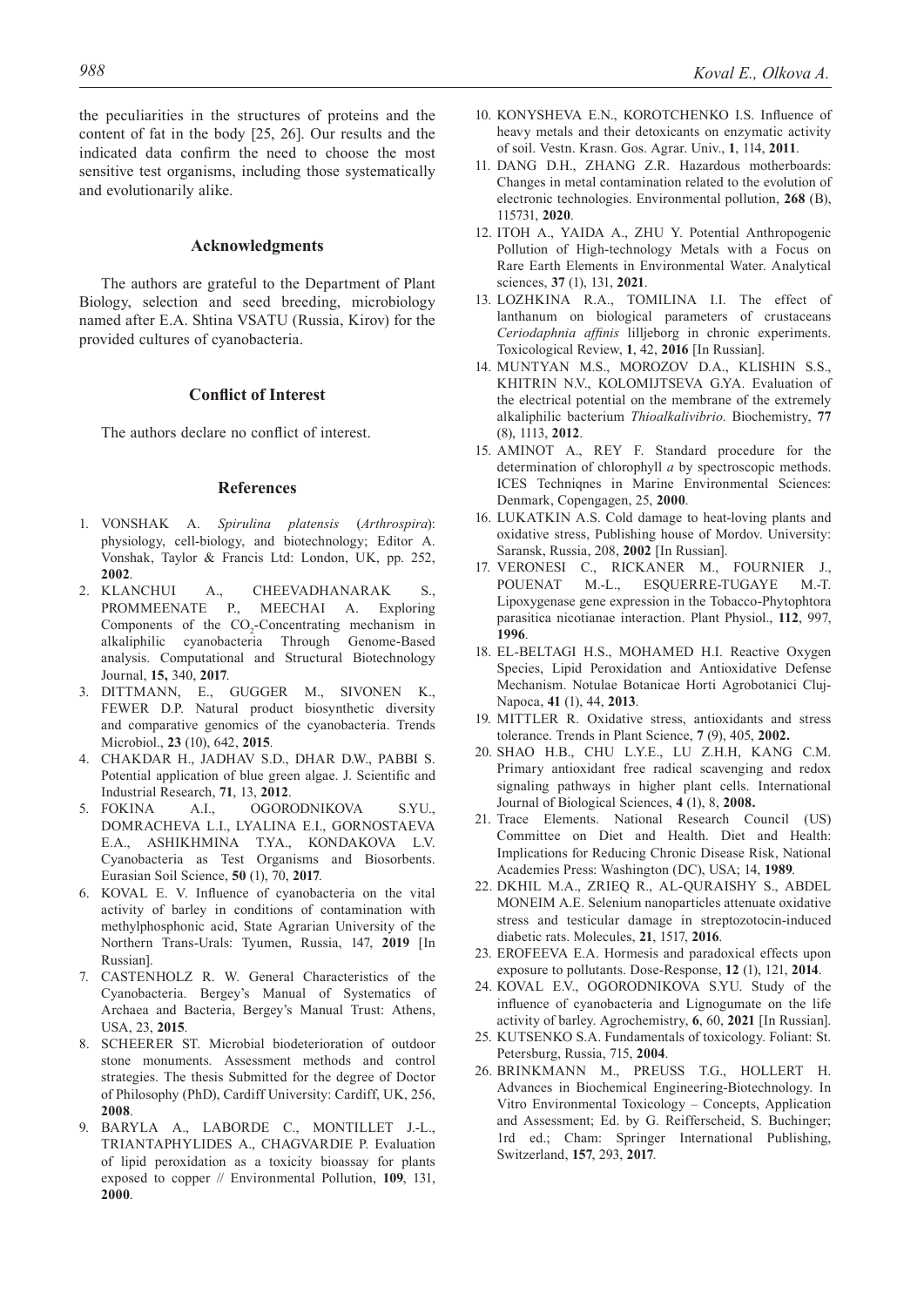the peculiarities in the structures of proteins and the content of fat in the body [25, 26]. Our results and the indicated data confirm the need to choose the most sensitive test organisms, including those systematically and evolutionarily alike.

## Acknowledgments

The authors are grateful to the Department of Plant Biology, selection and seed breeding, microbiology named after E.A. Shtina VSATU (Russia, Kirov) for the provided cultures of cyanobacteria.

## Conflict of Interest

The authors declare no conflict of interest.

## References

1. VONSHAK A. *Spirulina platensis* (*Arthrospira*): physiology, cell-biology, and biotechnology; Editor A. Vonshak, Taylor & Francis Ltd: London, UK, pp. 252, **2002**.
2. KLANCHUI A., CHEEVADHANARAK S., PROMMEENATE P., MEECHAI A. Exploring Components of the $CO_2$-Concentrating mechanism in alkaliphilic cyanobacteria Through Genome-Based analysis. Computational and Structural Biotechnology Journal, **15,** 340, **2017**.
3. DITTMANN, E., GUGGER M., SIVONEN K., FEWER D.P. Natural product biosynthetic diversity and comparative genomics of the cyanobacteria. Trends Microbiol., **23** (10), 642, **2015**.
4. CHAKDAR H., JADHAV S.D., DHAR D.W., PABBI S. Potential application of blue green algae. J. Scientific and Industrial Research, **71**, 13, **2012**.
5. FOKINA A.I., OGORODNIKOVA S.YU., DOMRACHEVA L.I., LYALINA E.I., GORNOSTAEVA E.A., ASHIKHMINA T.YA., KONDAKOVA L.V. Cyanobacteria as Test Organisms and Biosorbents. Eurasian Soil Science, **50** (1), 70, **2017**.
6. KOVAL E. V. Influence of cyanobacteria on the vital activity of barley in conditions of contamination with methylphosphonic acid, State Agrarian University of the Northern Trans-Urals: Tyumen, Russia, 147, **2019** [In Russian].
7. CASTENHOLZ R. W. General Characteristics of the Cyanobacteria. Bergey's Manual of Systematics of Archaea and Bacteria, Bergey's Manual Trust: Athens, USA, 23, **2015**.
8. SCHEERER ST. Microbial biodeterioration of outdoor stone monuments. Assessment methods and control strategies. The thesis Submitted for the degree of Doctor of Philosophy (PhD), Cardiff University: Cardiff, UK, 256, **2008**.
9. BARYLA A., LABORDE C., MONTILLET J.-L., TRIANTAPHYLIDES A., CHAGVARDIE P. Evaluation of lipid peroxidation as a toxicity bioassay for plants exposed to copper // Environmental Pollution, **109**, 131, **2000**.
10. KONYSHEVA E.N., KOROTCHENKO I.S. Influence of heavy metals and their detoxicants on enzymatic activity of soil. Vestn. Krasn. Gos. Agrar. Univ., **1**, 114, **2011**.
11. DANG D.H., ZHANG Z.R. Hazardous motherboards: Changes in metal contamination related to the evolution of electronic technologies. Environmental pollution, **268** (B), 115731, **2020**.
12. ITOH A., YAIDA A., ZHU Y. Potential Anthropogenic Pollution of High-technology Metals with a Focus on Rare Earth Elements in Environmental Water. Analytical sciences, **37** (1), 131, **2021**.
13. LOZHKINA R.A., TOMILINA I.I. The effect of lanthanum on biological parameters of crustaceans *Ceriodaphnia affinis* lilljeborg in chronic experiments. Toxicological Review, **1**, 42, **2016** [In Russian].
14. MUNTYAN M.S., MOROZOV D.A., KLISHIN S.S., KHITRIN N.V., KOLOMIJTSEVA G.YA. Evaluation of the electrical potential on the membrane of the extremely alkaliphilic bacterium *Thioalkalivibrio*. Biochemistry, **77** (8), 1113, **2012**.
15. AMINOT A., REY F. Standard procedure for the determination of chlorophyll *a* by spectroscopic methods. ICES Techniqnes in Marine Environmental Sciences: Denmark, Copengagen, 25, **2000**.
16. LUKATKIN A.S. Cold damage to heat-loving plants and oxidative stress, Publishing house of Mordov. University: Saransk, Russia, 208, **2002** [In Russian].
17. VERONESI C., RICKANER M., FOURNIER J., POUENAT M.-L., ESQUERRE-TUGAYE M.-T. Lipoxygenase gene expression in the Tobacco-Phytophtora parasitica nicotianae interaction. Plant Physiol., **112**, 997, **1996**.
18. EL-BELTAGI H.S., MOHAMED H.I. Reactive Oxygen Species, Lipid Peroxidation and Antioxidative Defense Mechanism. Notulae Botanicae Horti Agrobotanici Cluj-Napoca, **41** (1), 44, **2013**.
19. MITTLER R. Oxidative stress, antioxidants and stress tolerance. Trends in Plant Science, **7** (9), 405, **2002.**
20. SHAO H.B., CHU L.Y.E., LU Z.H.H, KANG C.M. Primary antioxidant free radical scavenging and redox signaling pathways in higher plant cells. International Journal of Biological Sciences, **4** (1), 8, **2008.**
21. Trace Elements. National Research Council (US) Committee on Diet and Health. Diet and Health: Implications for Reducing Chronic Disease Risk, National Academies Press: Washington (DC), USA; 14, **1989**.
22. DKHIL M.A., ZRIEQ R., AL-QURAISHY S., ABDEL MONEIM A.E. Selenium nanoparticles attenuate oxidative stress and testicular damage in streptozotocin-induced diabetic rats. Molecules, **21**, 1517, **2016**.
23. EROFEEVA E.A. Hormesis and paradoxical effects upon exposure to pollutants. Dose-Response, **12** (1), 121, **2014**.
24. KOVAL E.V., OGORODNIKOVA S.YU. Study of the influence of cyanobacteria and Lignogumate on the life activity of barley. Agrochemistry, **6**, 60, **2021** [In Russian].
25. KUTSENKO S.A. Fundamentals of toxicology. Foliant: St. Petersburg, Russia, 715, **2004**.
26. BRINKMANN M., PREUSS T.G., HOLLERT H. Advances in Biochemical Engineering-Biotechnology. In Vitro Environmental Toxicology – Concepts, Application and Assessment; Ed. by G. Reifferscheid, S. Buchinger; 1rd ed.; Cham: Springer International Publishing, Switzerland, **157**, 293, **2017**.